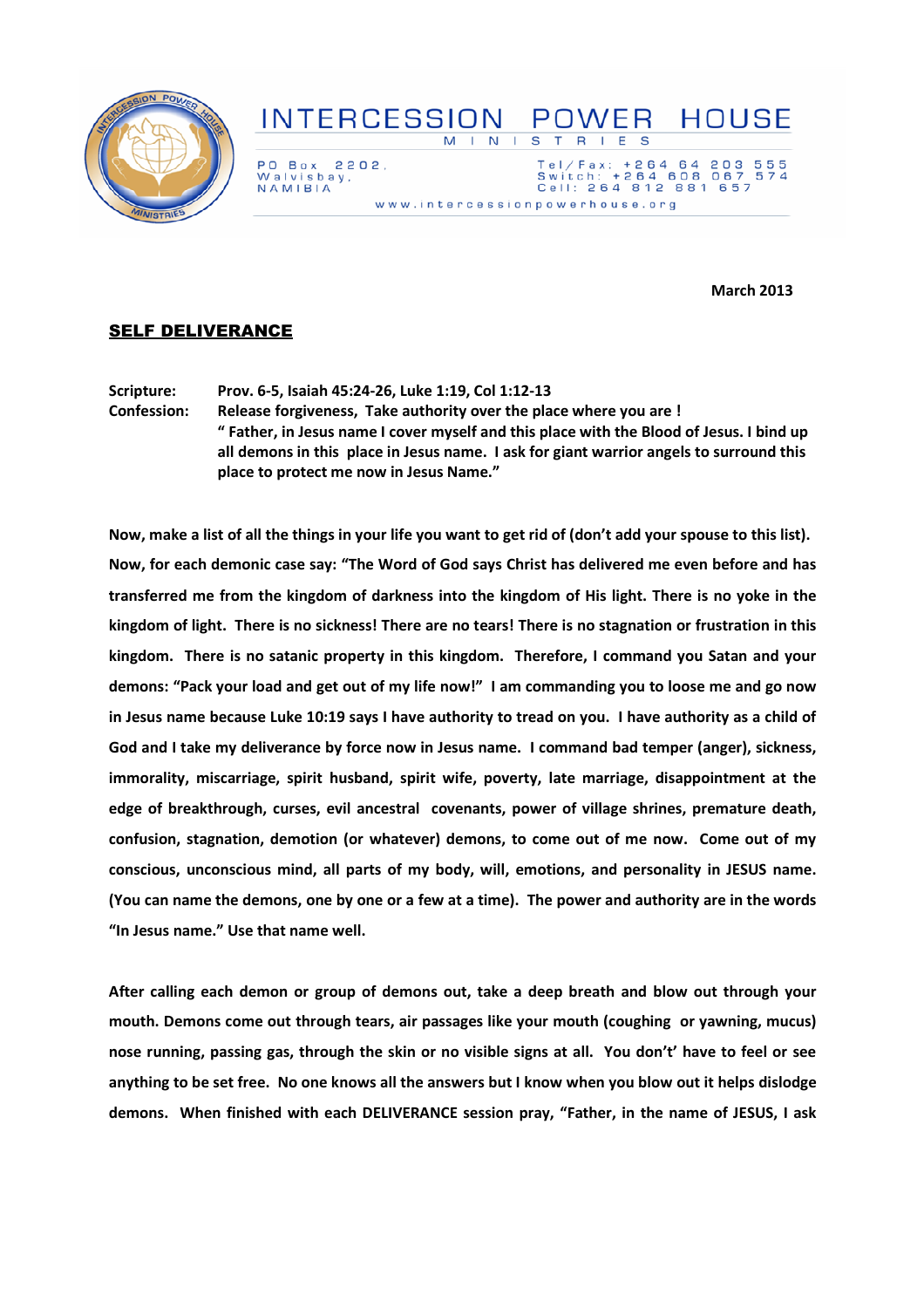# INTERCESSION POWER HOUSE

MINISTRIES

PO Box 2202,
Walvisbay,
NAMIBIA

Tel/Fax: +264 64 203 555
Switch: +264 608 067 574
Cell: 264 812 881 657

www.intercessionpowerhouse.org

**March 2013**

## SELF DELIVERANCE

**Scripture:** **Prov. 6-5, Isaiah 45:24-26, Luke 1:19, Col 1:12-13**

**Confession:** **Release forgiveness, Take authority over the place where you are !**
**" Father, in Jesus name I cover myself and this place with the Blood of Jesus. I bind up all demons in this place in Jesus name. I ask for giant warrior angels to surround this place to protect me now in Jesus Name."**

**Now, make a list of all the things in your life you want to get rid of (don't add your spouse to this list). Now, for each demonic case say: "The Word of God says Christ has delivered me even before and has transferred me from the kingdom of darkness into the kingdom of His light. There is no yoke in the kingdom of light. There is no sickness! There are no tears! There is no stagnation or frustration in this kingdom. There is no satanic property in this kingdom. Therefore, I command you Satan and your demons: "Pack your load and get out of my life now!" I am commanding you to loose me and go now in Jesus name because Luke 10:19 says I have authority to tread on you. I have authority as a child of God and I take my deliverance by force now in Jesus name. I command bad temper (anger), sickness, immorality, miscarriage, spirit husband, spirit wife, poverty, late marriage, disappointment at the edge of breakthrough, curses, evil ancestral covenants, power of village shrines, premature death, confusion, stagnation, demotion (or whatever) demons, to come out of me now. Come out of my conscious, unconscious mind, all parts of my body, will, emotions, and personality in JESUS name. (You can name the demons, one by one or a few at a time). The power and authority are in the words "In Jesus name." Use that name well.**

**After calling each demon or group of demons out, take a deep breath and blow out through your mouth. Demons come out through tears, air passages like your mouth (coughing or yawning, mucus) nose running, passing gas, through the skin or no visible signs at all. You don't' have to feel or see anything to be set free. No one knows all the answers but I know when you blow out it helps dislodge demons. When finished with each DELIVERANCE session pray, "Father, in the name of JESUS, I ask**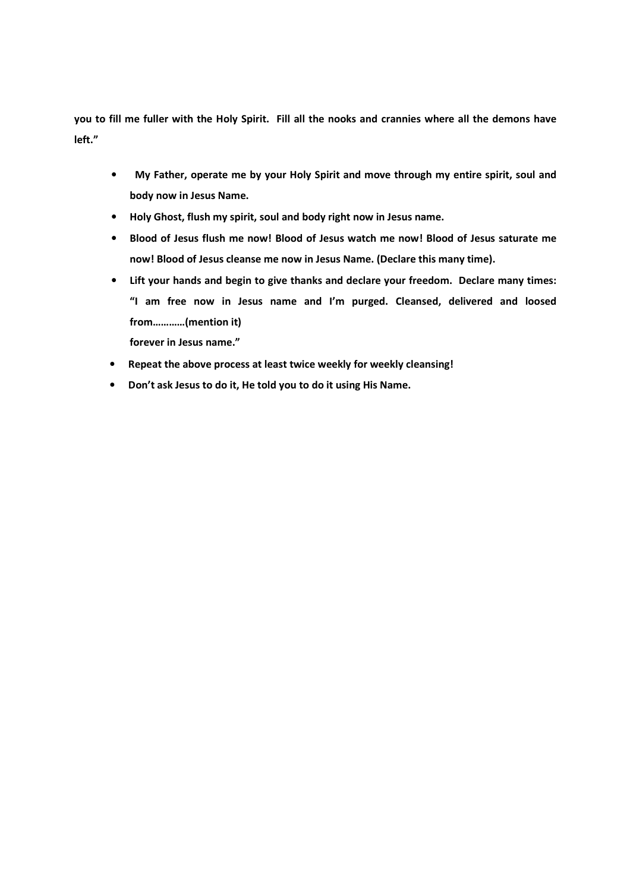**you to fill me fuller with the Holy Spirit. Fill all the nooks and crannies where all the demons have left."**

- **My Father, operate me by your Holy Spirit and move through my entire spirit, soul and body now in Jesus Name.**
- **Holy Ghost, flush my spirit, soul and body right now in Jesus name.**
- **Blood of Jesus flush me now! Blood of Jesus watch me now! Blood of Jesus saturate me now! Blood of Jesus cleanse me now in Jesus Name. (Declare this many time).**
- **Lift your hands and begin to give thanks and declare your freedom. Declare many times: "I am free now in Jesus name and I'm purged. Cleansed, delivered and loosed from…………(mention it)**
  **forever in Jesus name."**
- **Repeat the above process at least twice weekly for weekly cleansing!**
- **Don't ask Jesus to do it, He told you to do it using His Name.**